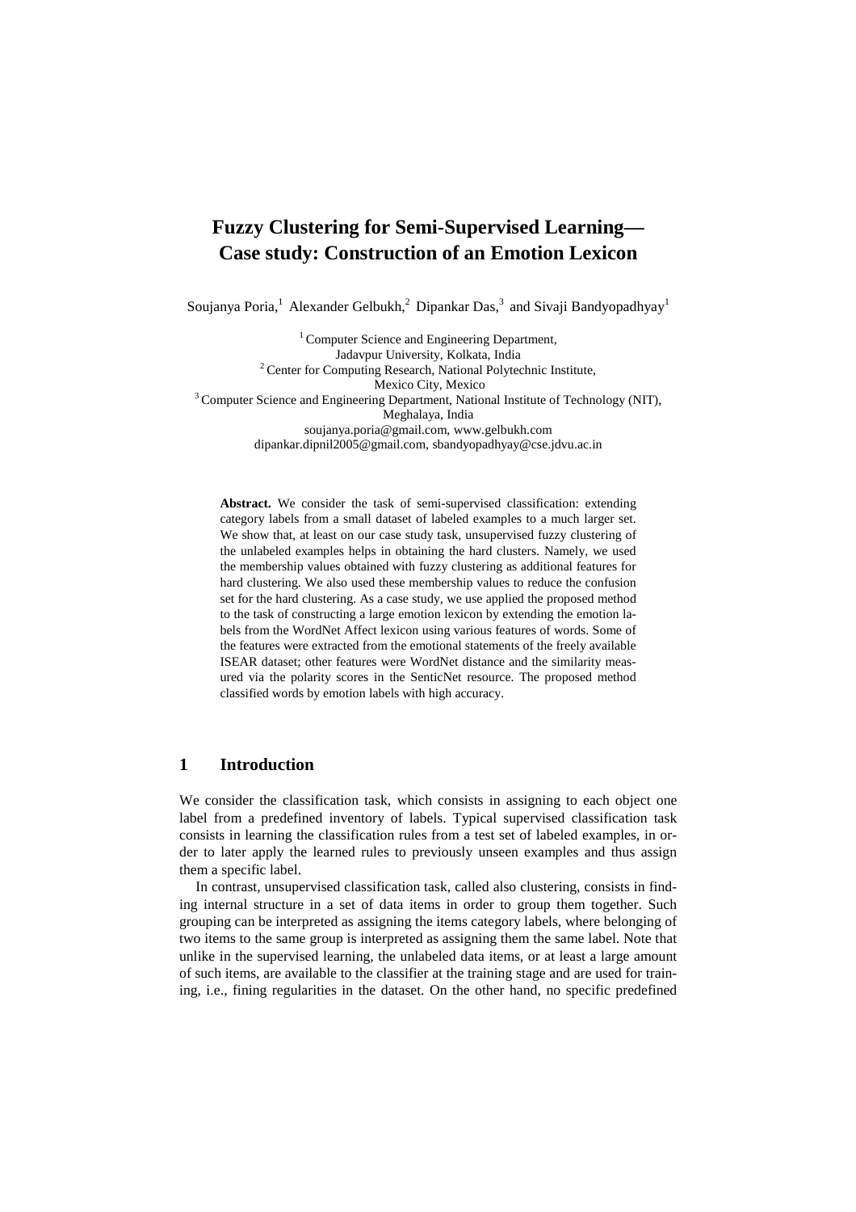# Fuzzy Clustering for Semi-Supervised Learning— Case study: Construction of an Emotion Lexicon

Soujanya Poria,[1] Alexander Gelbukh,[2] Dipankar Das,[3] and Sivaji Bandyopadhyay[1]

[1] Computer Science and Engineering Department, Jadavpur University, Kolkata, India
[2] Center for Computing Research, National Polytechnic Institute, Mexico City, Mexico
[3] Computer Science and Engineering Department, National Institute of Technology (NIT), Meghalaya, India
soujanya.poria@gmail.com, www.gelbukh.com
dipankar.dipnil2005@gmail.com, sbandyopadhyay@cse.jdvu.ac.in

**Abstract.** We consider the task of semi-supervised classification: extending category labels from a small dataset of labeled examples to a much larger set. We show that, at least on our case study task, unsupervised fuzzy clustering of the unlabeled examples helps in obtaining the hard clusters. Namely, we used the membership values obtained with fuzzy clustering as additional features for hard clustering. We also used these membership values to reduce the confusion set for the hard clustering. As a case study, we use applied the proposed method to the task of constructing a large emotion lexicon by extending the emotion labels from the WordNet Affect lexicon using various features of words. Some of the features were extracted from the emotional statements of the freely available ISEAR dataset; other features were WordNet distance and the similarity measured via the polarity scores in the SenticNet resource. The proposed method classified words by emotion labels with high accuracy.

## 1 Introduction

We consider the classification task, which consists in assigning to each object one label from a predefined inventory of labels. Typical supervised classification task consists in learning the classification rules from a test set of labeled examples, in order to later apply the learned rules to previously unseen examples and thus assign them a specific label.

In contrast, unsupervised classification task, called also clustering, consists in finding internal structure in a set of data items in order to group them together. Such grouping can be interpreted as assigning the items category labels, where belonging of two items to the same group is interpreted as assigning them the same label. Note that unlike in the supervised learning, the unlabeled data items, or at least a large amount of such items, are available to the classifier at the training stage and are used for training, i.e., fining regularities in the dataset. On the other hand, no specific predefined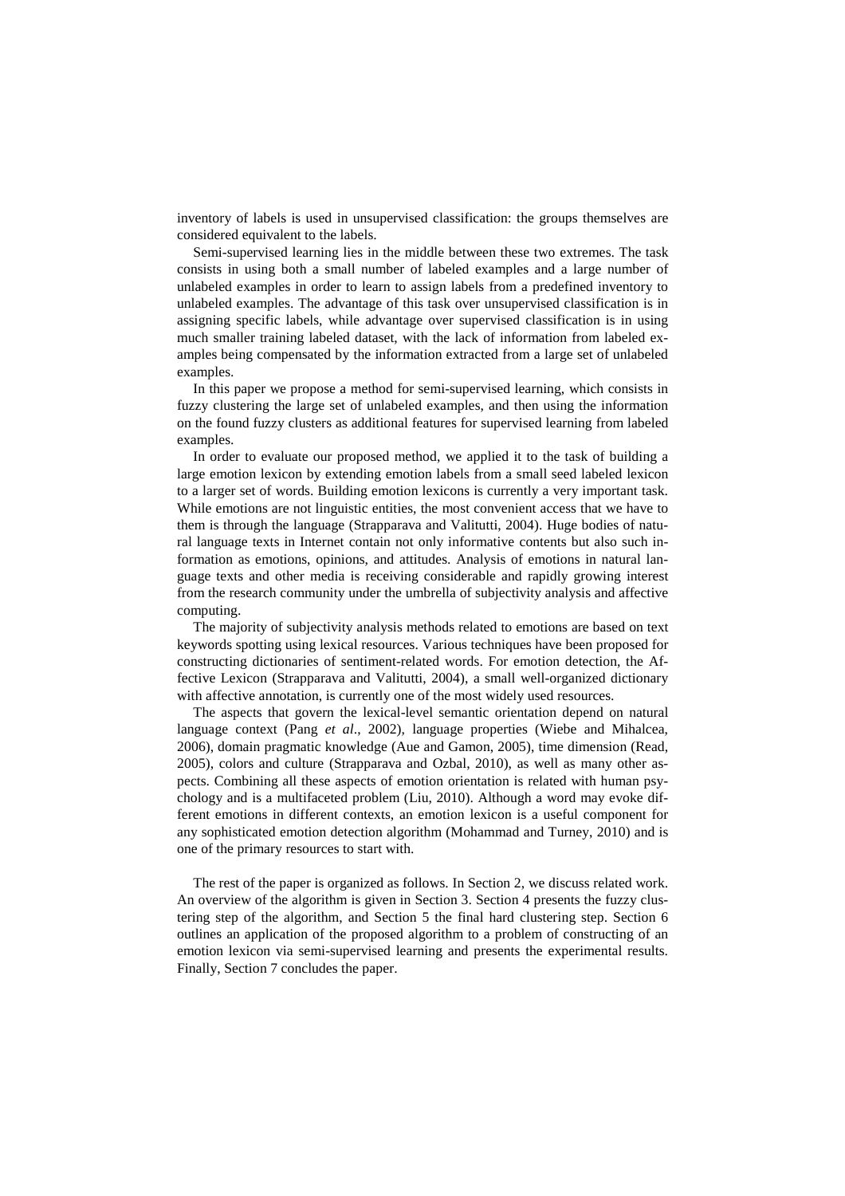inventory of labels is used in unsupervised classification: the groups themselves are considered equivalent to the labels.

Semi-supervised learning lies in the middle between these two extremes. The task consists in using both a small number of labeled examples and a large number of unlabeled examples in order to learn to assign labels from a predefined inventory to unlabeled examples. The advantage of this task over unsupervised classification is in assigning specific labels, while advantage over supervised classification is in using much smaller training labeled dataset, with the lack of information from labeled examples being compensated by the information extracted from a large set of unlabeled examples.

In this paper we propose a method for semi-supervised learning, which consists in fuzzy clustering the large set of unlabeled examples, and then using the information on the found fuzzy clusters as additional features for supervised learning from labeled examples.

In order to evaluate our proposed method, we applied it to the task of building a large emotion lexicon by extending emotion labels from a small seed labeled lexicon to a larger set of words. Building emotion lexicons is currently a very important task. While emotions are not linguistic entities, the most convenient access that we have to them is through the language (Strapparava and Valitutti, 2004). Huge bodies of natural language texts in Internet contain not only informative contents but also such information as emotions, opinions, and attitudes. Analysis of emotions in natural language texts and other media is receiving considerable and rapidly growing interest from the research community under the umbrella of subjectivity analysis and affective computing.

The majority of subjectivity analysis methods related to emotions are based on text keywords spotting using lexical resources. Various techniques have been proposed for constructing dictionaries of sentiment-related words. For emotion detection, the Affective Lexicon (Strapparava and Valitutti, 2004), a small well-organized dictionary with affective annotation, is currently one of the most widely used resources.

The aspects that govern the lexical-level semantic orientation depend on natural language context (Pang *et al*., 2002), language properties (Wiebe and Mihalcea, 2006), domain pragmatic knowledge (Aue and Gamon, 2005), time dimension (Read, 2005), colors and culture (Strapparava and Ozbal, 2010), as well as many other aspects. Combining all these aspects of emotion orientation is related with human psychology and is a multifaceted problem (Liu, 2010). Although a word may evoke different emotions in different contexts, an emotion lexicon is a useful component for any sophisticated emotion detection algorithm (Mohammad and Turney, 2010) and is one of the primary resources to start with.

The rest of the paper is organized as follows. In Section 2, we discuss related work. An overview of the algorithm is given in Section 3. Section 4 presents the fuzzy clustering step of the algorithm, and Section 5 the final hard clustering step. Section 6 outlines an application of the proposed algorithm to a problem of constructing of an emotion lexicon via semi-supervised learning and presents the experimental results. Finally, Section 7 concludes the paper.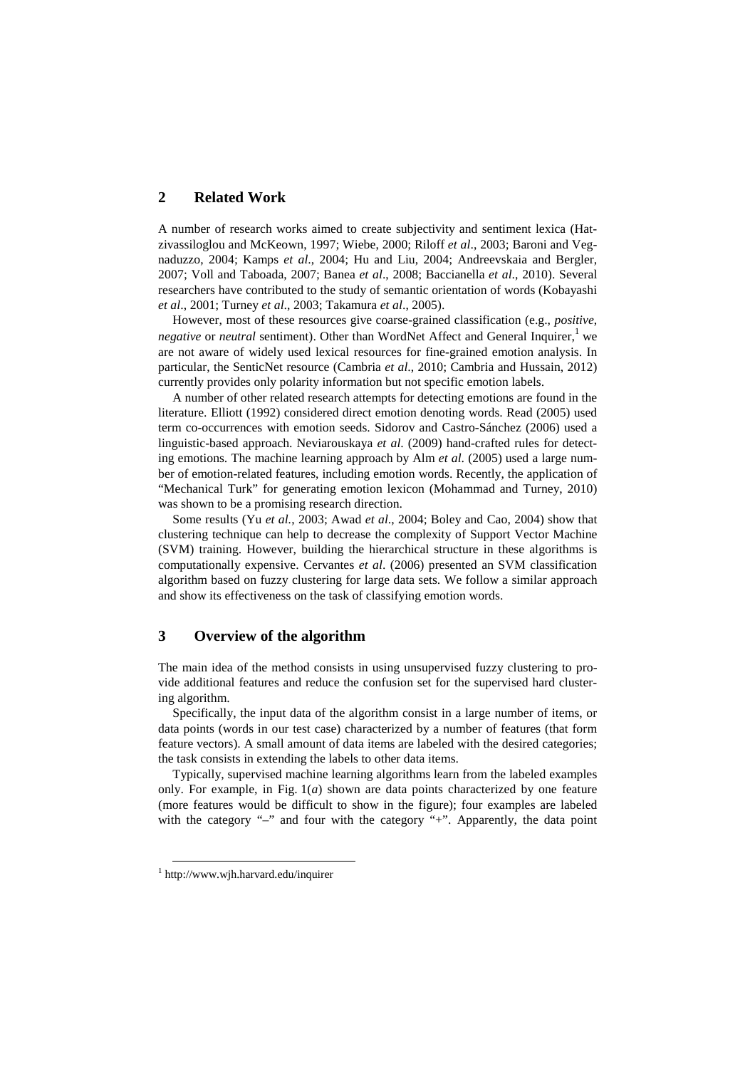## 2 Related Work

A number of research works aimed to create subjectivity and sentiment lexica (Hatzivassiloglou and McKeown, 1997; Wiebe, 2000; Riloff *et al*., 2003; Baroni and Vegnaduzzo, 2004; Kamps *et al*., 2004; Hu and Liu, 2004; Andreevskaia and Bergler, 2007; Voll and Taboada, 2007; Banea *et al*., 2008; Baccianella *et al*., 2010). Several researchers have contributed to the study of semantic orientation of words (Kobayashi *et al*., 2001; Turney *et al*., 2003; Takamura *et al*., 2005).

However, most of these resources give coarse-grained classification (e.g., *positive*, *negative* or *neutral* sentiment). Other than WordNet Affect and General Inquirer,[1] we are not aware of widely used lexical resources for fine-grained emotion analysis. In particular, the SenticNet resource (Cambria *et al*., 2010; Cambria and Hussain, 2012) currently provides only polarity information but not specific emotion labels.

A number of other related research attempts for detecting emotions are found in the literature. Elliott (1992) considered direct emotion denoting words. Read (2005) used term co-occurrences with emotion seeds. Sidorov and Castro-Sánchez (2006) used a linguistic-based approach. Neviarouskaya *et al.* (2009) hand-crafted rules for detecting emotions. The machine learning approach by Alm *et al.* (2005) used a large number of emotion-related features, including emotion words. Recently, the application of "Mechanical Turk" for generating emotion lexicon (Mohammad and Turney, 2010) was shown to be a promising research direction.

Some results (Yu *et al.*, 2003; Awad *et al*., 2004; Boley and Cao, 2004) show that clustering technique can help to decrease the complexity of Support Vector Machine (SVM) training. However, building the hierarchical structure in these algorithms is computationally expensive. Cervantes *et al*. (2006) presented an SVM classification algorithm based on fuzzy clustering for large data sets. We follow a similar approach and show its effectiveness on the task of classifying emotion words.

## 3 Overview of the algorithm

The main idea of the method consists in using unsupervised fuzzy clustering to provide additional features and reduce the confusion set for the supervised hard clustering algorithm.

Specifically, the input data of the algorithm consist in a large number of items, or data points (words in our test case) characterized by a number of features (that form feature vectors). A small amount of data items are labeled with the desired categories; the task consists in extending the labels to other data items.

Typically, supervised machine learning algorithms learn from the labeled examples only. For example, in Fig. 1(*a*) shown are data points characterized by one feature (more features would be difficult to show in the figure); four examples are labeled with the category "–" and four with the category "+". Apparently, the data point

[1] http://www.wjh.harvard.edu/inquirer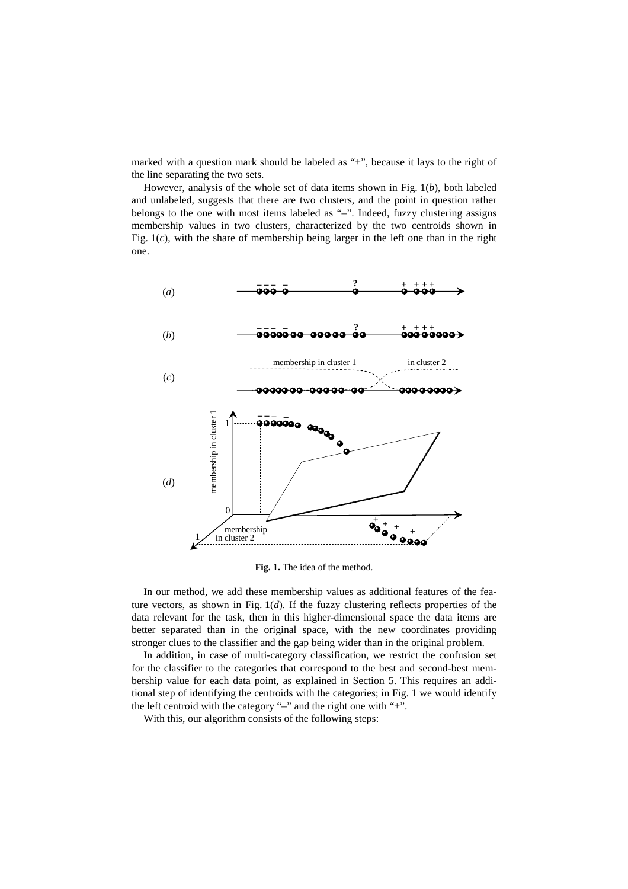marked with a question mark should be labeled as "+", because it lays to the right of the line separating the two sets.

However, analysis of the whole set of data items shown in Fig. 1(*b*), both labeled and unlabeled, suggests that there are two clusters, and the point in question rather belongs to the one with most items labeled as "–". Indeed, fuzzy clustering assigns membership values in two clusters, characterized by the two centroids shown in Fig. 1(*c*), with the share of membership being larger in the left one than in the right one.

**Fig. 1.** The idea of the method.

In our method, we add these membership values as additional features of the feature vectors, as shown in Fig. 1(*d*). If the fuzzy clustering reflects properties of the data relevant for the task, then in this higher-dimensional space the data items are better separated than in the original space, with the new coordinates providing stronger clues to the classifier and the gap being wider than in the original problem.

In addition, in case of multi-category classification, we restrict the confusion set for the classifier to the categories that correspond to the best and second-best membership value for each data point, as explained in Section 5. This requires an additional step of identifying the centroids with the categories; in Fig. 1 we would identify the left centroid with the category "–" and the right one with "+".

With this, our algorithm consists of the following steps: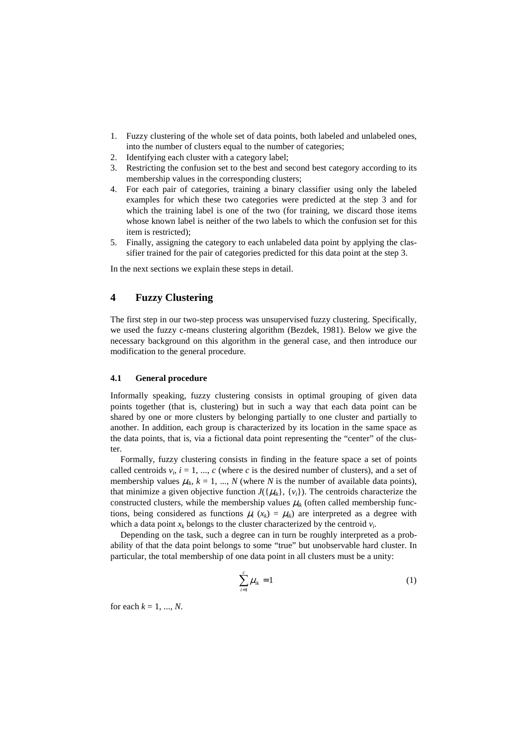1. Fuzzy clustering of the whole set of data points, both labeled and unlabeled ones, into the number of clusters equal to the number of categories;
2. Identifying each cluster with a category label;
3. Restricting the confusion set to the best and second best category according to its membership values in the corresponding clusters;
4. For each pair of categories, training a binary classifier using only the labeled examples for which these two categories were predicted at the step 3 and for which the training label is one of the two (for training, we discard those items whose known label is neither of the two labels to which the confusion set for this item is restricted);
5. Finally, assigning the category to each unlabeled data point by applying the classifier trained for the pair of categories predicted for this data point at the step 3.

In the next sections we explain these steps in detail.

## 4 Fuzzy Clustering

The first step in our two-step process was unsupervised fuzzy clustering. Specifically, we used the fuzzy c-means clustering algorithm (Bezdek, 1981). Below we give the necessary background on this algorithm in the general case, and then introduce our modification to the general procedure.

### 4.1 General procedure

Informally speaking, fuzzy clustering consists in optimal grouping of given data points together (that is, clustering) but in such a way that each data point can be shared by one or more clusters by belonging partially to one cluster and partially to another. In addition, each group is characterized by its location in the same space as the data points, that is, via a fictional data point representing the "center" of the cluster.

Formally, fuzzy clustering consists in finding in the feature space a set of points called centroids $v_i$, $i = 1, ..., c$ (where $c$ is the desired number of clusters), and a set of membership values $\mu_{ik}$, $k = 1, ..., N$ (where $N$ is the number of available data points), that minimize a given objective function $J(\{\mu_{ik}\}, \{v_i\})$. The centroids characterize the constructed clusters, while the membership values $\mu_{ik}$ (often called membership functions, being considered as functions $\mu_i(x_k) = \mu_{ik}$) are interpreted as a degree with which a data point $x_k$ belongs to the cluster characterized by the centroid $v_i$.

Depending on the task, such a degree can in turn be roughly interpreted as a probability of that the data point belongs to some "true" but unobservable hard cluster. In particular, the total membership of one data point in all clusters must be a unity:

$$\sum_{i=1}^{c} \mu_{ik} = 1 \tag{1}$$

for each $k = 1, ..., N$.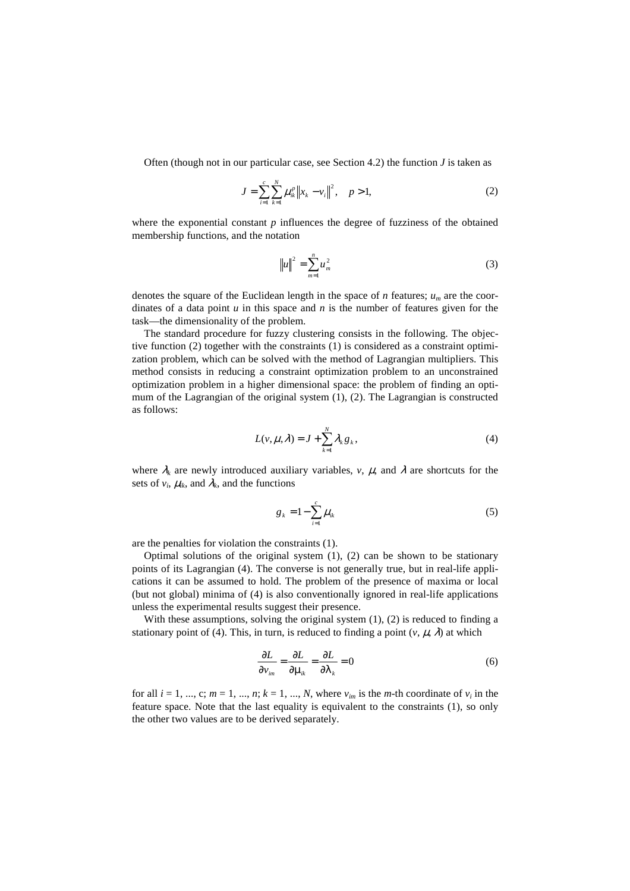Often (though not in our particular case, see Section 4.2) the function $J$ is taken as

$$J = \sum_{i=1}^{c} \sum_{k=1}^{N} \mu_{ik}^{p} \left\| x_k - v_i \right\|^2, \quad p > 1, \tag{2}$$

where the exponential constant $p$ influences the degree of fuzziness of the obtained membership functions, and the notation

$$\left\| u \right\|^2 = \sum_{m=1}^{n} u_m^2 \tag{3}$$

denotes the square of the Euclidean length in the space of $n$ features; $u_m$ are the coordinates of a data point $u$ in this space and $n$ is the number of features given for the task—the dimensionality of the problem.

The standard procedure for fuzzy clustering consists in the following. The objective function (2) together with the constraints (1) is considered as a constraint optimization problem, which can be solved with the method of Lagrangian multipliers. This method consists in reducing a constraint optimization problem to an unconstrained optimization problem in a higher dimensional space: the problem of finding an optimum of the Lagrangian of the original system (1), (2). The Lagrangian is constructed as follows:

$$L(v, \mu, \lambda) = J + \sum_{k=1}^{N} \lambda_k g_k, \tag{4}$$

where $\lambda_k$ are newly introduced auxiliary variables, $v$, $\mu$, and $\lambda$ are shortcuts for the sets of $v_i$, $\mu_{ik}$, and $\lambda_k$, and the functions

$$g_k = 1 - \sum_{i=1}^{c} \mu_{ik} \tag{5}$$

are the penalties for violation the constraints (1).

Optimal solutions of the original system (1), (2) can be shown to be stationary points of its Lagrangian (4). The converse is not generally true, but in real-life applications it can be assumed to hold. The problem of the presence of maxima or local (but not global) minima of (4) is also conventionally ignored in real-life applications unless the experimental results suggest their presence.

With these assumptions, solving the original system (1), (2) is reduced to finding a stationary point of (4). This, in turn, is reduced to finding a point ($v$, $\mu$, $\lambda$) at which

$$\frac{\partial L}{\partial v_{im}} = \frac{\partial L}{\partial \mu_{ik}} = \frac{\partial L}{\partial \lambda_k} = 0 \tag{6}$$

for all $i = 1, ..., c$; $m = 1, ..., n$; $k = 1, ..., N$, where $v_{im}$ is the $m$-th coordinate of $v_i$ in the feature space. Note that the last equality is equivalent to the constraints (1), so only the other two values are to be derived separately.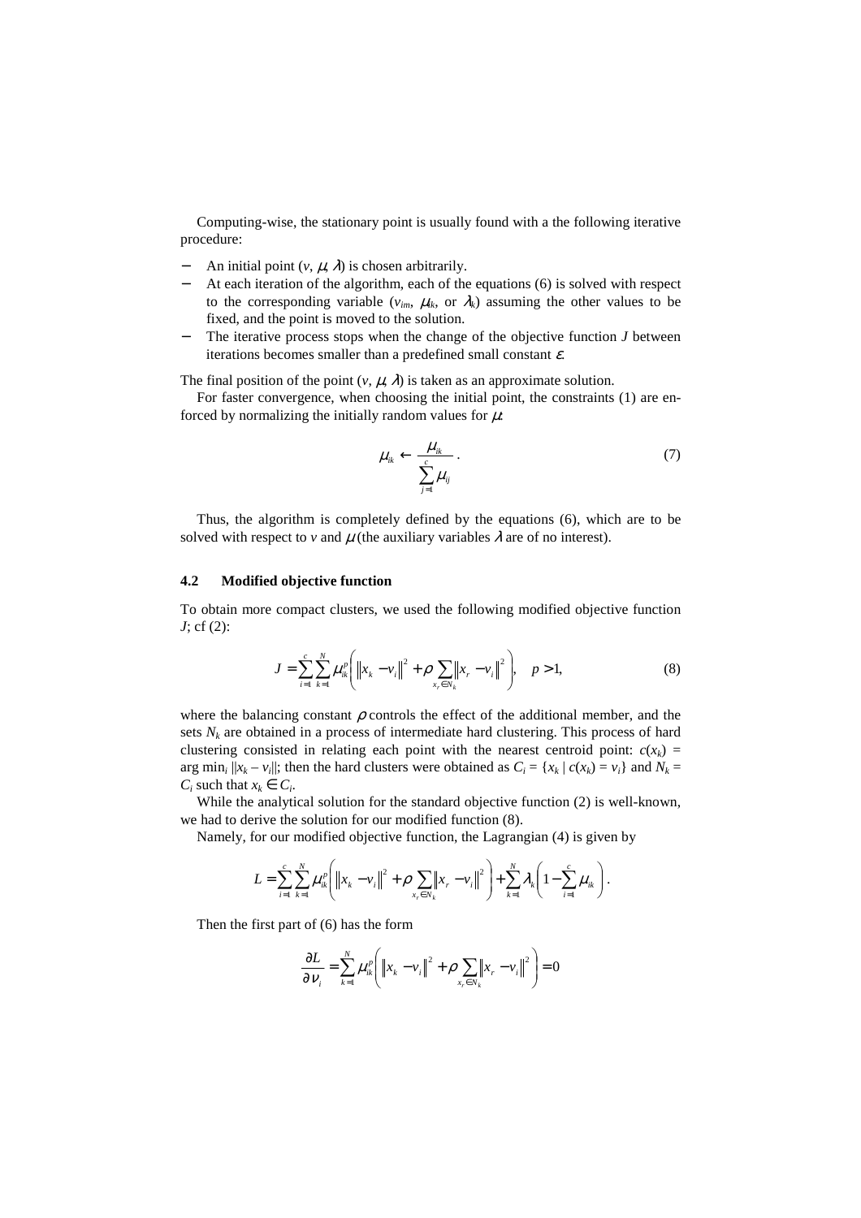Computing-wise, the stationary point is usually found with a the following iterative procedure:

- An initial point ($v$, $\mu$, $\lambda$) is chosen arbitrarily.
- At each iteration of the algorithm, each of the equations (6) is solved with respect to the corresponding variable ($v_{im}$, $\mu_{ik}$, or $\lambda_k$) assuming the other values to be fixed, and the point is moved to the solution.
- The iterative process stops when the change of the objective function $J$ between iterations becomes smaller than a predefined small constant $\varepsilon$.

The final position of the point ($v$, $\mu$, $\lambda$) is taken as an approximate solution.

For faster convergence, when choosing the initial point, the constraints (1) are enforced by normalizing the initially random values for $\mu$:

$$\mu_{ik} \leftarrow \frac{\mu_{ik}}{\sum_{j=1}^{c} \mu_{ij}}. \tag{7}$$

Thus, the algorithm is completely defined by the equations (6), which are to be solved with respect to $v$ and $\mu$ (the auxiliary variables $\lambda$ are of no interest).

### 4.2 Modified objective function

To obtain more compact clusters, we used the following modified objective function $J$; cf (2):

$$J = \sum_{i=1}^{c} \sum_{k=1}^{N} \mu_{ik}^{p} \left( \left\| x_k - v_i \right\|^2 + \rho \sum_{x_r \in N_k} \left\| x_r - v_i \right\|^2 \right), \quad p > 1, \tag{8}$$

where the balancing constant $\rho$ controls the effect of the additional member, and the sets $N_k$ are obtained in a process of intermediate hard clustering. This process of hard clustering consisted in relating each point with the nearest centroid point: $c(x_k) = \arg\min_i \|x_k - v_i\|$; then the hard clusters were obtained as $C_i = \{x_k \mid c(x_k) = v_i\}$ and $N_k = C_i$ such that $x_k \in C_i$.

While the analytical solution for the standard objective function (2) is well-known, we had to derive the solution for our modified function (8).

Namely, for our modified objective function, the Lagrangian (4) is given by

$$L = \sum_{i=1}^{c} \sum_{k=1}^{N} \mu_{ik}^{p} \left( \left\| x_k - v_i \right\|^2 + \rho \sum_{x_r \in N_k} \left\| x_r - v_i \right\|^2 \right) + \sum_{k=1}^{N} \lambda_k \left( 1 - \sum_{i=1}^{c} \mu_{ik} \right).$$

Then the first part of (6) has the form

$$\frac{\partial L}{\partial v_i} = \sum_{k=1}^{N} \mu_{ik}^{p} \left( \left\| x_k - v_i \right\|^2 + \rho \sum_{x_r \in N_k} \left\| x_r - v_i \right\|^2 \right) = 0$$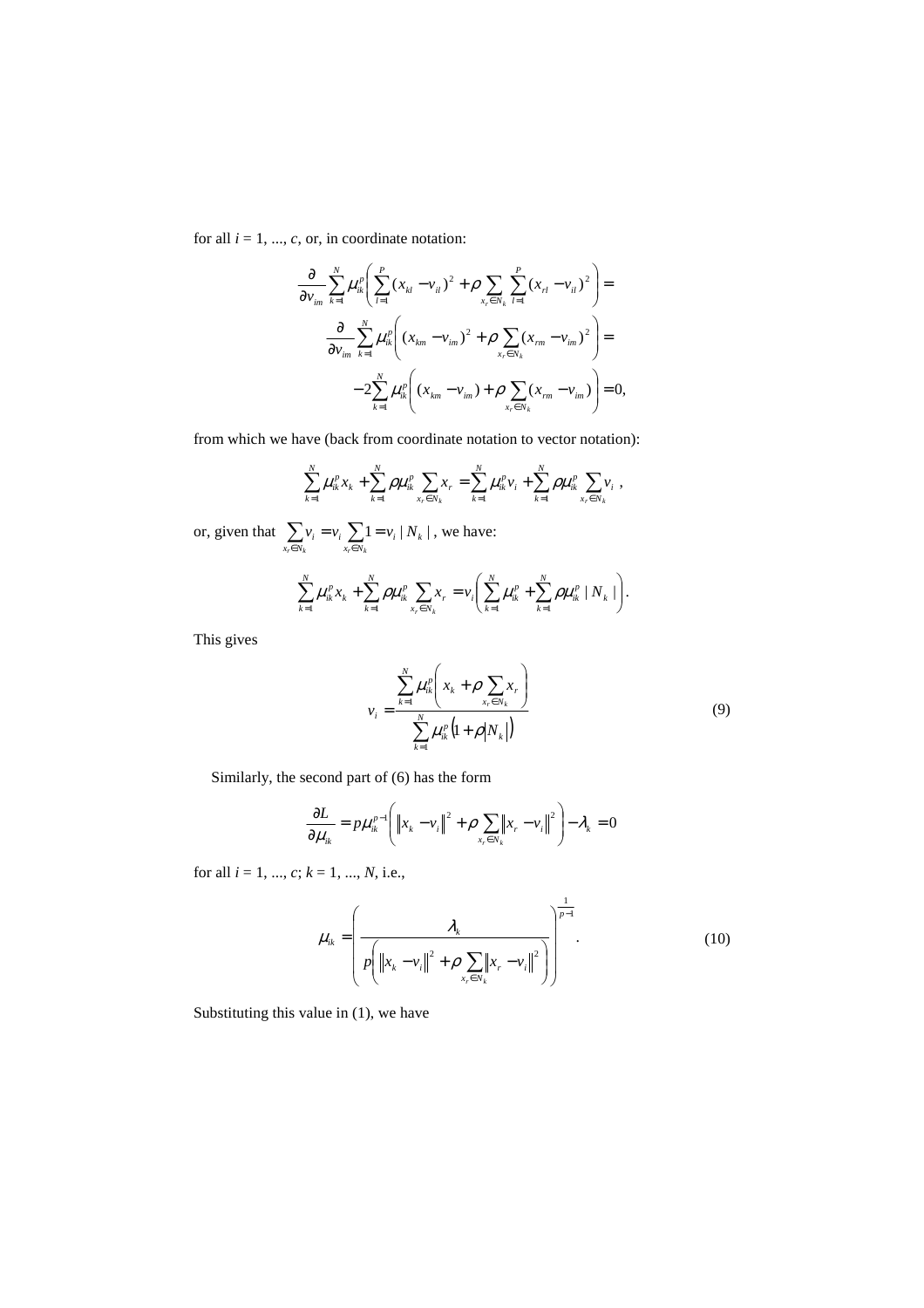for all $i = 1, ..., c$, or, in coordinate notation:

$$\frac{\partial}{\partial v_{im}} \sum_{k=1}^{N} \mu_{ik}^{p} \left( \sum_{l=1}^{P} (x_{kl} - v_{il})^2 + \rho \sum_{x_r \in N_k} \sum_{l=1}^{P} (x_{rl} - v_{il})^2 \right) =$$

$$\frac{\partial}{\partial v_{im}} \sum_{k=1}^{N} \mu_{ik}^{p} \left( (x_{km} - v_{im})^2 + \rho \sum_{x_r \in N_k} (x_{rm} - v_{im})^2 \right) =$$

$$-2 \sum_{k=1}^{N} \mu_{ik}^{p} \left( (x_{km} - v_{im}) + \rho \sum_{x_r \in N_k} (x_{rm} - v_{im}) \right) = 0,$$

from which we have (back from coordinate notation to vector notation):

$$\sum_{k=1}^{N} \mu_{ik}^{p} x_k + \sum_{k=1}^{N} \rho \mu_{ik}^{p} \sum_{x_r \in N_k} x_r = \sum_{k=1}^{N} \mu_{ik}^{p} v_i + \sum_{k=1}^{N} \rho \mu_{ik}^{p} \sum_{x_r \in N_k} v_i \, ,$$

or, given that $\sum_{x_r \in N_k} v_i = v_i \sum_{x_r \in N_k} 1 = v_i \mid N_k \mid$, we have:

$$\sum_{k=1}^{N} \mu_{ik}^{p} x_k + \sum_{k=1}^{N} \rho \mu_{ik}^{p} \sum_{x_r \in N_k} x_r = v_i \left( \sum_{k=1}^{N} \mu_{ik}^{p} + \sum_{k=1}^{N} \rho \mu_{ik}^{p} \mid N_k \mid \right).$$

This gives

$$v_i = \frac{\sum_{k=1}^{N} \mu_{ik}^{p} \left( x_k + \rho \sum_{x_r \in N_k} x_r \right)}{\sum_{k=1}^{N} \mu_{ik}^{p} \left( 1 + \rho |N_k| \right)} \tag{9}$$

Similarly, the second part of (6) has the form

$$\frac{\partial L}{\partial \mu_{ik}} = p \mu_{ik}^{p-1} \left( \left\| x_k - v_i \right\|^2 + \rho \sum_{x_r \in N_k} \left\| x_r - v_i \right\|^2 \right) - \lambda_k = 0$$

for all $i = 1, ..., c$; $k = 1, ..., N$, i.e.,

$$\mu_{ik} = \left( \frac{\lambda_k}{p \left( \left\| x_k - v_i \right\|^2 + \rho \sum_{x_r \in N_k} \left\| x_r - v_i \right\|^2 \right)} \right)^{\frac{1}{p-1}} . \tag{10}$$

Substituting this value in (1), we have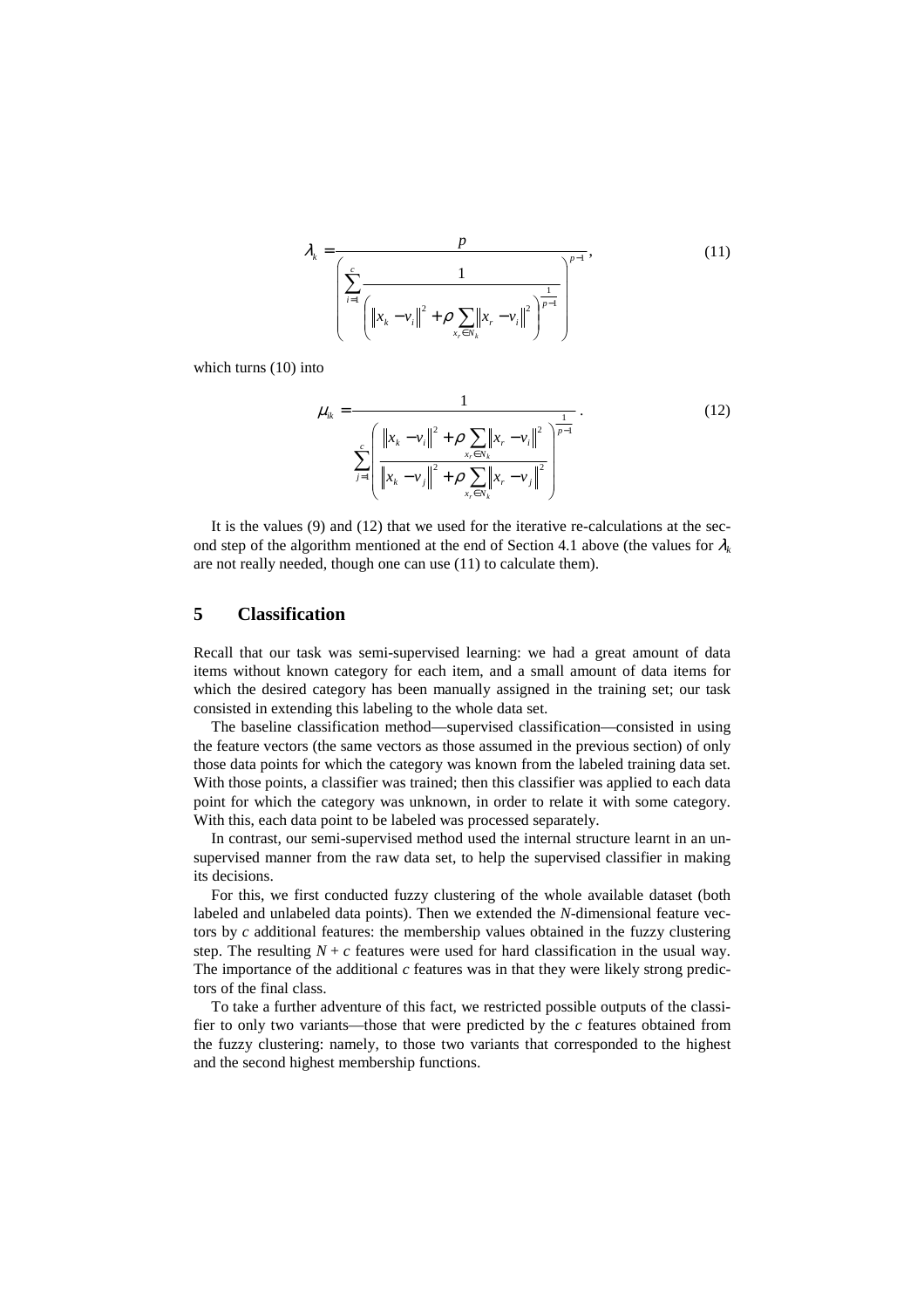$$\lambda_k = \frac{p}{\left( \sum_{i=1}^{c} \frac{1}{\left( \left\| x_k - v_i \right\|^2 + \rho \sum_{x_r \in N_k} \left\| x_r - v_i \right\|^2 \right)^{\frac{1}{p-1}}} \right)^{p-1}}, \tag{11}$$

which turns (10) into

$$\mu_{ik} = \frac{1}{\sum_{j=1}^{c} \left( \frac{\left\| x_k - v_i \right\|^2 + \rho \sum_{x_r \in N_k} \left\| x_r - v_i \right\|^2}{\left\| x_k - v_j \right\|^2 + \rho \sum_{x_r \in N_k} \left\| x_r - v_j \right\|^2} \right)^{\frac{1}{p-1}}}. \tag{12}$$

It is the values (9) and (12) that we used for the iterative re-calculations at the second step of the algorithm mentioned at the end of Section 4.1 above (the values for $\lambda_k$ are not really needed, though one can use (11) to calculate them).

## 5 Classification

Recall that our task was semi-supervised learning: we had a great amount of data items without known category for each item, and a small amount of data items for which the desired category has been manually assigned in the training set; our task consisted in extending this labeling to the whole data set.

The baseline classification method—supervised classification—consisted in using the feature vectors (the same vectors as those assumed in the previous section) of only those data points for which the category was known from the labeled training data set. With those points, a classifier was trained; then this classifier was applied to each data point for which the category was unknown, in order to relate it with some category. With this, each data point to be labeled was processed separately.

In contrast, our semi-supervised method used the internal structure learnt in an unsupervised manner from the raw data set, to help the supervised classifier in making its decisions.

For this, we first conducted fuzzy clustering of the whole available dataset (both labeled and unlabeled data points). Then we extended the $N$-dimensional feature vectors by $c$ additional features: the membership values obtained in the fuzzy clustering step. The resulting $N + c$ features were used for hard classification in the usual way. The importance of the additional $c$ features was in that they were likely strong predictors of the final class.

To take a further adventure of this fact, we restricted possible outputs of the classifier to only two variants—those that were predicted by the $c$ features obtained from the fuzzy clustering: namely, to those two variants that corresponded to the highest and the second highest membership functions.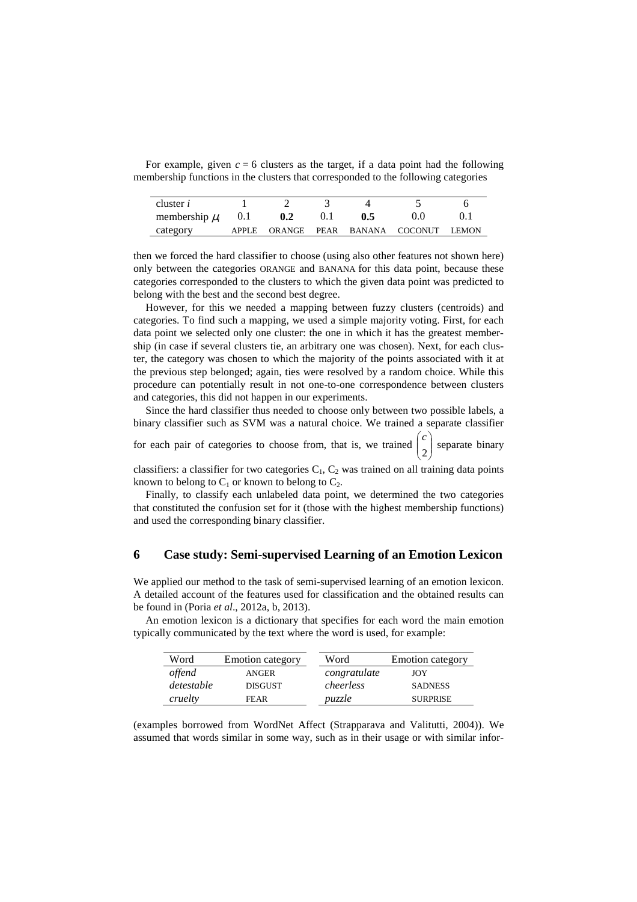For example, given $c = 6$ clusters as the target, if a data point had the following membership functions in the clusters that corresponded to the following categories

| cluster $i$ | 1 | 2 | 3 | 4 | 5 | 6 |
|---|---|---|---|---|---|---|
| membership $\mu_i$ | 0.1 | **0.2** | 0.1 | **0.5** | 0.0 | 0.1 |
| category | APPLE | ORANGE | PEAR | BANANA | COCONUT | LEMON |

then we forced the hard classifier to choose (using also other features not shown here) only between the categories ORANGE and BANANA for this data point, because these categories corresponded to the clusters to which the given data point was predicted to belong with the best and the second best degree.

However, for this we needed a mapping between fuzzy clusters (centroids) and categories. To find such a mapping, we used a simple majority voting. First, for each data point we selected only one cluster: the one in which it has the greatest membership (in case if several clusters tie, an arbitrary one was chosen). Next, for each cluster, the category was chosen to which the majority of the points associated with it at the previous step belonged; again, ties were resolved by a random choice. While this procedure can potentially result in not one-to-one correspondence between clusters and categories, this did not happen in our experiments.

Since the hard classifier thus needed to choose only between two possible labels, a binary classifier such as SVM was a natural choice. We trained a separate classifier for each pair of categories to choose from, that is, we trained $\binom{c}{2}$ separate binary classifiers: a classifier for two categories $C_1$, $C_2$ was trained on all training data points known to belong to $C_1$ or known to belong to $C_2$.

Finally, to classify each unlabeled data point, we determined the two categories that constituted the confusion set for it (those with the highest membership functions) and used the corresponding binary classifier.

## 6 Case study: Semi-supervised Learning of an Emotion Lexicon

We applied our method to the task of semi-supervised learning of an emotion lexicon. A detailed account of the features used for classification and the obtained results can be found in (Poria *et al*., 2012a, b, 2013).

An emotion lexicon is a dictionary that specifies for each word the main emotion typically communicated by the text where the word is used, for example:

| Word | Emotion category | Word | Emotion category |
|---|---|---|---|
| *offend* | ANGER | *congratulate* | JOY |
| *detestable* | DISGUST | *cheerless* | SADNESS |
| *cruelty* | FEAR | *puzzle* | SURPRISE |

(examples borrowed from WordNet Affect (Strapparava and Valitutti, 2004)). We assumed that words similar in some way, such as in their usage or with similar infor-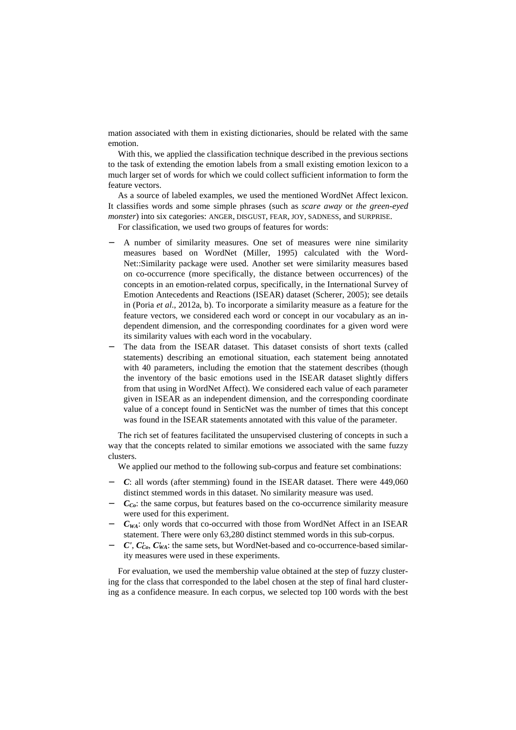mation associated with them in existing dictionaries, should be related with the same emotion.

With this, we applied the classification technique described in the previous sections to the task of extending the emotion labels from a small existing emotion lexicon to a much larger set of words for which we could collect sufficient information to form the feature vectors.

As a source of labeled examples, we used the mentioned WordNet Affect lexicon. It classifies words and some simple phrases (such as *scare away* or *the green-eyed monster*) into six categories: ANGER, DISGUST, FEAR, JOY, SADNESS, and SURPRISE.

For classification, we used two groups of features for words:

- A number of similarity measures. One set of measures were nine similarity measures based on WordNet (Miller, 1995) calculated with the WordNet::Similarity package were used. Another set were similarity measures based on co-occurrence (more specifically, the distance between occurrences) of the concepts in an emotion-related corpus, specifically, in the International Survey of Emotion Antecedents and Reactions (ISEAR) dataset (Scherer, 2005); see details in (Poria *et al.*, 2012a, b). To incorporate a similarity measure as a feature for the feature vectors, we considered each word or concept in our vocabulary as an independent dimension, and the corresponding coordinates for a given word were its similarity values with each word in the vocabulary.
- The data from the ISEAR dataset. This dataset consists of short texts (called statements) describing an emotional situation, each statement being annotated with 40 parameters, including the emotion that the statement describes (though the inventory of the basic emotions used in the ISEAR dataset slightly differs from that using in WordNet Affect). We considered each value of each parameter given in ISEAR as an independent dimension, and the corresponding coordinate value of a concept found in SenticNet was the number of times that this concept was found in the ISEAR statements annotated with this value of the parameter.

The rich set of features facilitated the unsupervised clustering of concepts in such a way that the concepts related to similar emotions we associated with the same fuzzy clusters.

We applied our method to the following sub-corpus and feature set combinations:

- $C$: all words (after stemming) found in the ISEAR dataset. There were 449,060 distinct stemmed words in this dataset. No similarity measure was used.
- $C_{Co}$: the same corpus, but features based on the co-occurrence similarity measure were used for this experiment.
- $C_{WA}$: only words that co-occurred with those from WordNet Affect in an ISEAR statement. There were only 63,280 distinct stemmed words in this sub-corpus.
- $C'$, $C'_{Co}$, $C'_{WA}$: the same sets, but WordNet-based and co-occurrence-based similarity measures were used in these experiments.

For evaluation, we used the membership value obtained at the step of fuzzy clustering for the class that corresponded to the label chosen at the step of final hard clustering as a confidence measure. In each corpus, we selected top 100 words with the best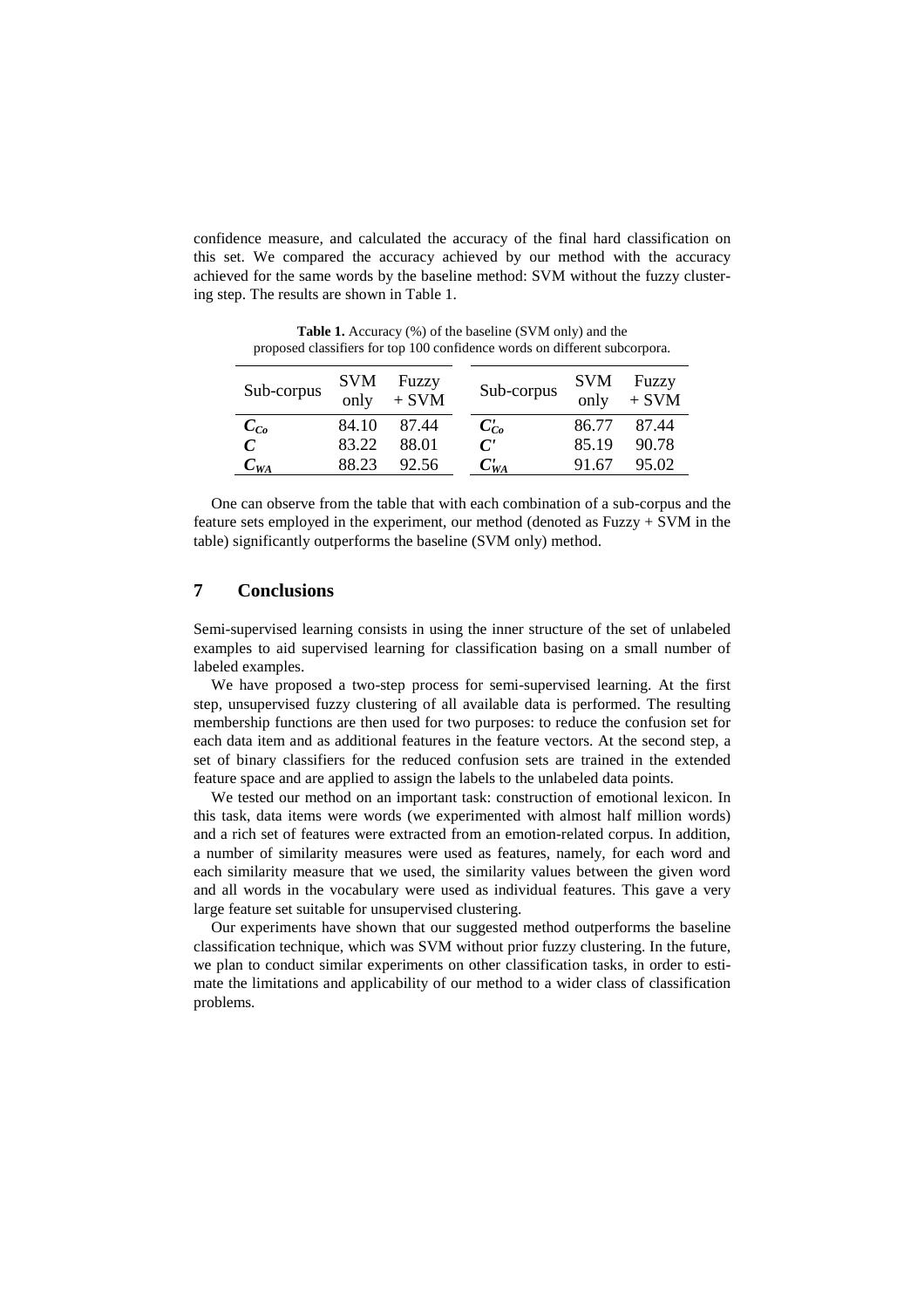confidence measure, and calculated the accuracy of the final hard classification on this set. We compared the accuracy achieved by our method with the accuracy achieved for the same words by the baseline method: SVM without the fuzzy clustering step. The results are shown in Table 1.

**Table 1.** Accuracy (%) of the baseline (SVM only) and the proposed classifiers for top 100 confidence words on different subcorpora.

| Sub-corpus | SVM only | Fuzzy + SVM | Sub-corpus | SVM only | Fuzzy + SVM |
|---|---|---|---|---|---|
| $C_{Co}$ | 84.10 | 87.44 | $C'_{Co}$ | 86.77 | 87.44 |
| $C$ | 83.22 | 88.01 | $C'$ | 85.19 | 90.78 |
| $C_{WA}$ | 88.23 | 92.56 | $C'_{WA}$ | 91.67 | 95.02 |

One can observe from the table that with each combination of a sub-corpus and the feature sets employed in the experiment, our method (denoted as Fuzzy + SVM in the table) significantly outperforms the baseline (SVM only) method.

## 7 Conclusions

Semi-supervised learning consists in using the inner structure of the set of unlabeled examples to aid supervised learning for classification basing on a small number of labeled examples.

We have proposed a two-step process for semi-supervised learning. At the first step, unsupervised fuzzy clustering of all available data is performed. The resulting membership functions are then used for two purposes: to reduce the confusion set for each data item and as additional features in the feature vectors. At the second step, a set of binary classifiers for the reduced confusion sets are trained in the extended feature space and are applied to assign the labels to the unlabeled data points.

We tested our method on an important task: construction of emotional lexicon. In this task, data items were words (we experimented with almost half million words) and a rich set of features were extracted from an emotion-related corpus. In addition, a number of similarity measures were used as features, namely, for each word and each similarity measure that we used, the similarity values between the given word and all words in the vocabulary were used as individual features. This gave a very large feature set suitable for unsupervised clustering.

Our experiments have shown that our suggested method outperforms the baseline classification technique, which was SVM without prior fuzzy clustering. In the future, we plan to conduct similar experiments on other classification tasks, in order to estimate the limitations and applicability of our method to a wider class of classification problems.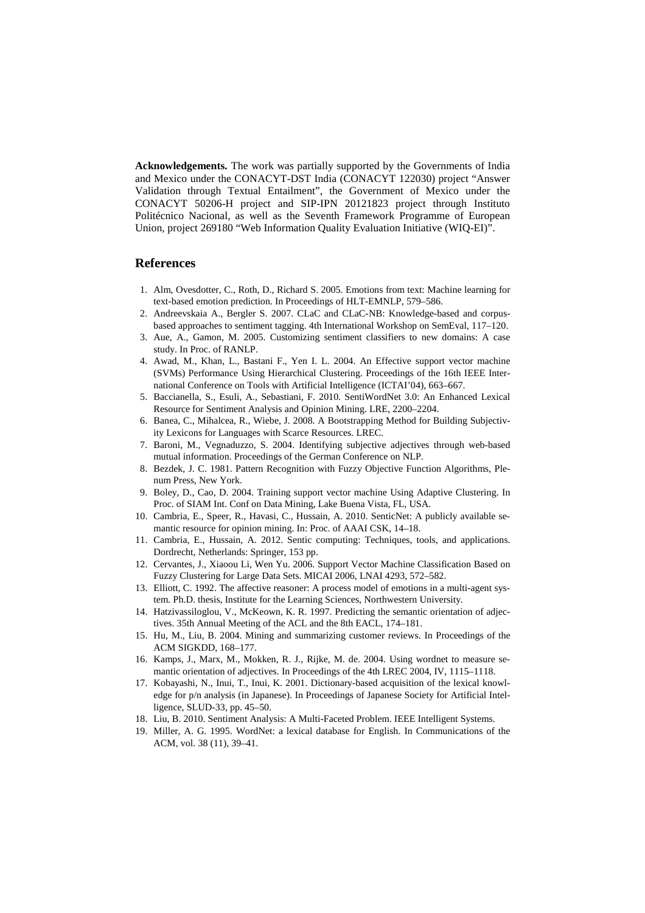**Acknowledgements.** The work was partially supported by the Governments of India and Mexico under the CONACYT-DST India (CONACYT 122030) project "Answer Validation through Textual Entailment", the Government of Mexico under the CONACYT 50206-H project and SIP-IPN 20121823 project through Instituto Politécnico Nacional, as well as the Seventh Framework Programme of European Union, project 269180 "Web Information Quality Evaluation Initiative (WIQ-EI)".

## References

1. Alm, Ovesdotter, C., Roth, D., Richard S. 2005. Emotions from text: Machine learning for text-based emotion prediction. In Proceedings of HLT-EMNLP, 579–586.
2. Andreevskaia A., Bergler S. 2007. CLaC and CLaC-NB: Knowledge-based and corpus-based approaches to sentiment tagging. 4th International Workshop on SemEval, 117–120.
3. Aue, A., Gamon, M. 2005. Customizing sentiment classifiers to new domains: A case study. In Proc. of RANLP.
4. Awad, M., Khan, L., Bastani F., Yen I. L. 2004. An Effective support vector machine (SVMs) Performance Using Hierarchical Clustering. Proceedings of the 16th IEEE International Conference on Tools with Artificial Intelligence (ICTAI'04), 663–667.
5. Baccianella, S., Esuli, A., Sebastiani, F. 2010. SentiWordNet 3.0: An Enhanced Lexical Resource for Sentiment Analysis and Opinion Mining. LRE, 2200–2204.
6. Banea, C., Mihalcea, R., Wiebe, J. 2008. A Bootstrapping Method for Building Subjectivity Lexicons for Languages with Scarce Resources. LREC.
7. Baroni, M., Vegnaduzzo, S. 2004. Identifying subjective adjectives through web-based mutual information. Proceedings of the German Conference on NLP.
8. Bezdek, J. C. 1981. Pattern Recognition with Fuzzy Objective Function Algorithms, Plenum Press, New York.
9. Boley, D., Cao, D. 2004. Training support vector machine Using Adaptive Clustering. In Proc. of SIAM Int. Conf on Data Mining, Lake Buena Vista, FL, USA.
10. Cambria, E., Speer, R., Havasi, C., Hussain, A. 2010. SenticNet: A publicly available semantic resource for opinion mining. In: Proc. of AAAI CSK, 14–18.
11. Cambria, E., Hussain, A. 2012. Sentic computing: Techniques, tools, and applications. Dordrecht, Netherlands: Springer, 153 pp.
12. Cervantes, J., Xiaoou Li, Wen Yu. 2006. Support Vector Machine Classification Based on Fuzzy Clustering for Large Data Sets. MICAI 2006, LNAI 4293, 572–582.
13. Elliott, C. 1992. The affective reasoner: A process model of emotions in a multi-agent system. Ph.D. thesis, Institute for the Learning Sciences, Northwestern University.
14. Hatzivassiloglou, V., McKeown, K. R. 1997. Predicting the semantic orientation of adjectives. 35th Annual Meeting of the ACL and the 8th EACL, 174–181.
15. Hu, M., Liu, B. 2004. Mining and summarizing customer reviews. In Proceedings of the ACM SIGKDD, 168–177.
16. Kamps, J., Marx, M., Mokken, R. J., Rijke, M. de. 2004. Using wordnet to measure semantic orientation of adjectives. In Proceedings of the 4th LREC 2004, IV, 1115–1118.
17. Kobayashi, N., Inui, T., Inui, K. 2001. Dictionary-based acquisition of the lexical knowledge for p/n analysis (in Japanese). In Proceedings of Japanese Society for Artificial Intelligence, SLUD-33, pp. 45–50.
18. Liu, B. 2010. Sentiment Analysis: A Multi-Faceted Problem. IEEE Intelligent Systems.
19. Miller, A. G. 1995. WordNet: a lexical database for English. In Communications of the ACM, vol. 38 (11), 39–41.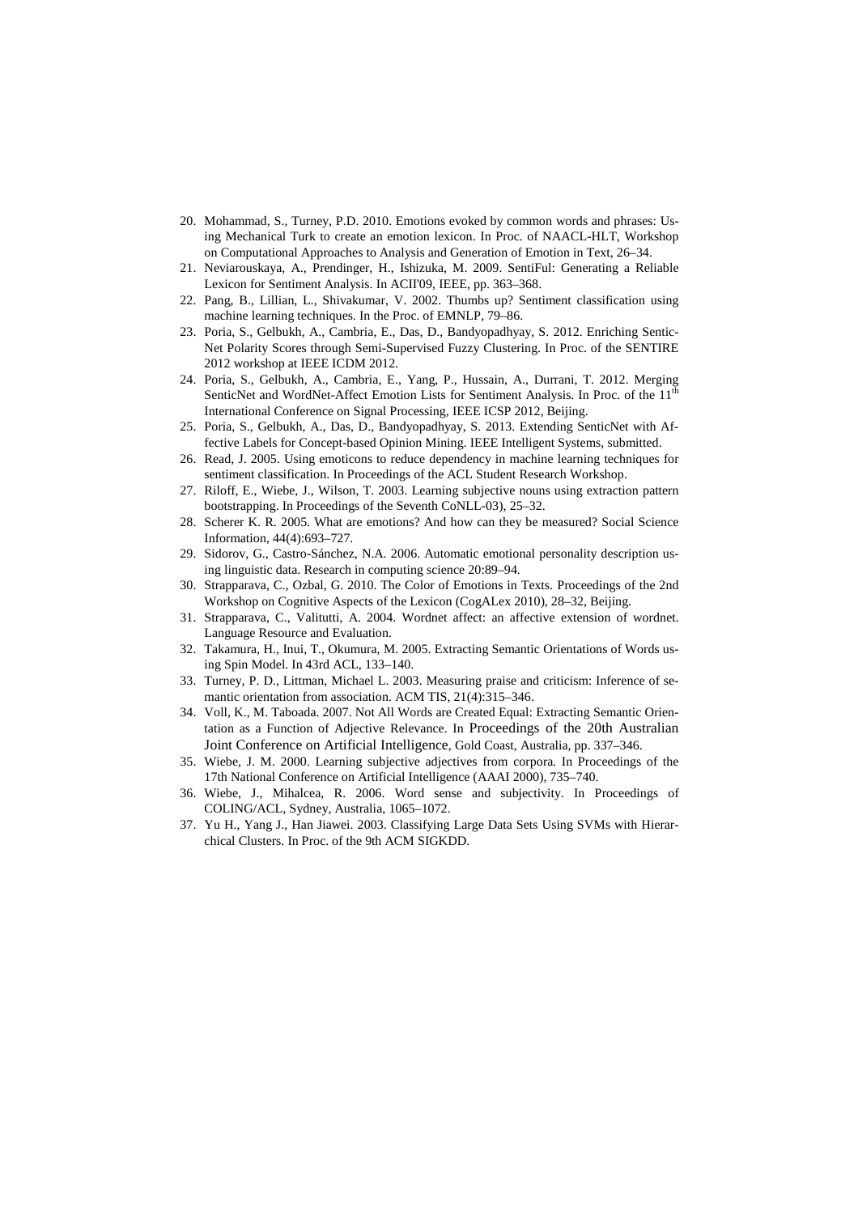20. Mohammad, S., Turney, P.D. 2010. Emotions evoked by common words and phrases: Using Mechanical Turk to create an emotion lexicon. In Proc. of NAACL-HLT, Workshop on Computational Approaches to Analysis and Generation of Emotion in Text, 26–34.
21. Neviarouskaya, A., Prendinger, H., Ishizuka, M. 2009. SentiFul: Generating a Reliable Lexicon for Sentiment Analysis. In ACII'09, IEEE, pp. 363–368.
22. Pang, B., Lillian, L., Shivakumar, V. 2002. Thumbs up? Sentiment classification using machine learning techniques. In the Proc. of EMNLP, 79–86.
23. Poria, S., Gelbukh, A., Cambria, E., Das, D., Bandyopadhyay, S. 2012. Enriching SenticNet Polarity Scores through Semi-Supervised Fuzzy Clustering. In Proc. of the SENTIRE 2012 workshop at IEEE ICDM 2012.
24. Poria, S., Gelbukh, A., Cambria, E., Yang, P., Hussain, A., Durrani, T. 2012. Merging SenticNet and WordNet-Affect Emotion Lists for Sentiment Analysis. In Proc. of the 11[th] International Conference on Signal Processing, IEEE ICSP 2012, Beijing.
25. Poria, S., Gelbukh, A., Das, D., Bandyopadhyay, S. 2013. Extending SenticNet with Affective Labels for Concept-based Opinion Mining. IEEE Intelligent Systems, submitted.
26. Read, J. 2005. Using emoticons to reduce dependency in machine learning techniques for sentiment classification. In Proceedings of the ACL Student Research Workshop.
27. Riloff, E., Wiebe, J., Wilson, T. 2003. Learning subjective nouns using extraction pattern bootstrapping. In Proceedings of the Seventh CoNLL-03), 25–32.
28. Scherer K. R. 2005. What are emotions? And how can they be measured? Social Science Information, 44(4):693–727.
29. Sidorov, G., Castro-Sánchez, N.A. 2006. Automatic emotional personality description using linguistic data. Research in computing science 20:89–94.
30. Strapparava, C., Ozbal, G. 2010. The Color of Emotions in Texts. Proceedings of the 2nd Workshop on Cognitive Aspects of the Lexicon (CogALex 2010), 28–32, Beijing.
31. Strapparava, C., Valitutti, A. 2004. Wordnet affect: an affective extension of wordnet. Language Resource and Evaluation.
32. Takamura, H., Inui, T., Okumura, M. 2005. Extracting Semantic Orientations of Words using Spin Model. In 43rd ACL, 133–140.
33. Turney, P. D., Littman, Michael L. 2003. Measuring praise and criticism: Inference of semantic orientation from association. ACM TIS, 21(4):315–346.
34. Voll, K., M. Taboada. 2007. Not All Words are Created Equal: Extracting Semantic Orientation as a Function of Adjective Relevance. In Proceedings of the 20th Australian Joint Conference on Artificial Intelligence, Gold Coast, Australia, pp. 337–346.
35. Wiebe, J. M. 2000. Learning subjective adjectives from corpora. In Proceedings of the 17th National Conference on Artificial Intelligence (AAAI 2000), 735–740.
36. Wiebe, J., Mihalcea, R. 2006. Word sense and subjectivity. In Proceedings of COLING/ACL, Sydney, Australia, 1065–1072.
37. Yu H., Yang J., Han Jiawei. 2003. Classifying Large Data Sets Using SVMs with Hierarchical Clusters. In Proc. of the 9th ACM SIGKDD.